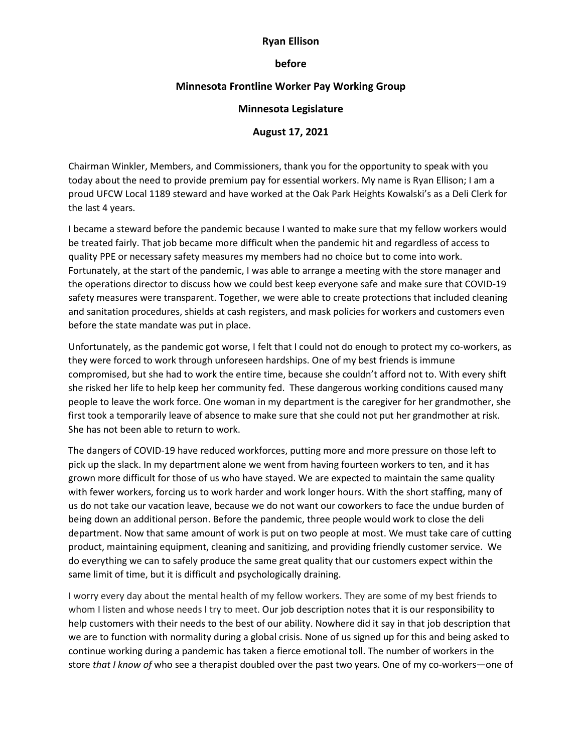**Ryan Ellison**

**before**

**Minnesota Frontline Worker Pay Working Group**

**Minnesota Legislature**

**August 17, 2021**

Chairman Winkler, Members, and Commissioners, thank you for the opportunity to speak with you today about the need to provide premium pay for essential workers. My name is Ryan Ellison; I am a proud UFCW Local 1189 steward and have worked at the Oak Park Heights Kowalski's as a Deli Clerk for the last 4 years.

I became a steward before the pandemic because I wanted to make sure that my fellow workers would be treated fairly. That job became more difficult when the pandemic hit and regardless of access to quality PPE or necessary safety measures my members had no choice but to come into work. Fortunately, at the start of the pandemic, I was able to arrange a meeting with the store manager and the operations director to discuss how we could best keep everyone safe and make sure that COVID-19 safety measures were transparent. Together, we were able to create protections that included cleaning and sanitation procedures, shields at cash registers, and mask policies for workers and customers even before the state mandate was put in place.

Unfortunately, as the pandemic got worse, I felt that I could not do enough to protect my co-workers, as they were forced to work through unforeseen hardships. One of my best friends is immune compromised, but she had to work the entire time, because she couldn't afford not to. With every shift she risked her life to help keep her community fed. These dangerous working conditions caused many people to leave the work force. One woman in my department is the caregiver for her grandmother, she first took a temporarily leave of absence to make sure that she could not put her grandmother at risk. She has not been able to return to work.

The dangers of COVID-19 have reduced workforces, putting more and more pressure on those left to pick up the slack. In my department alone we went from having fourteen workers to ten, and it has grown more difficult for those of us who have stayed. We are expected to maintain the same quality with fewer workers, forcing us to work harder and work longer hours. With the short staffing, many of us do not take our vacation leave, because we do not want our coworkers to face the undue burden of being down an additional person. Before the pandemic, three people would work to close the deli department. Now that same amount of work is put on two people at most. We must take care of cutting product, maintaining equipment, cleaning and sanitizing, and providing friendly customer service. We do everything we can to safely produce the same great quality that our customers expect within the same limit of time, but it is difficult and psychologically draining.

I worry every day about the mental health of my fellow workers. They are some of my best friends to whom I listen and whose needs I try to meet. Our job description notes that it is our responsibility to help customers with their needs to the best of our ability. Nowhere did it say in that job description that we are to function with normality during a global crisis. None of us signed up for this and being asked to continue working during a pandemic has taken a fierce emotional toll. The number of workers in the store *that I know of* who see a therapist doubled over the past two years. One of my co-workers—one of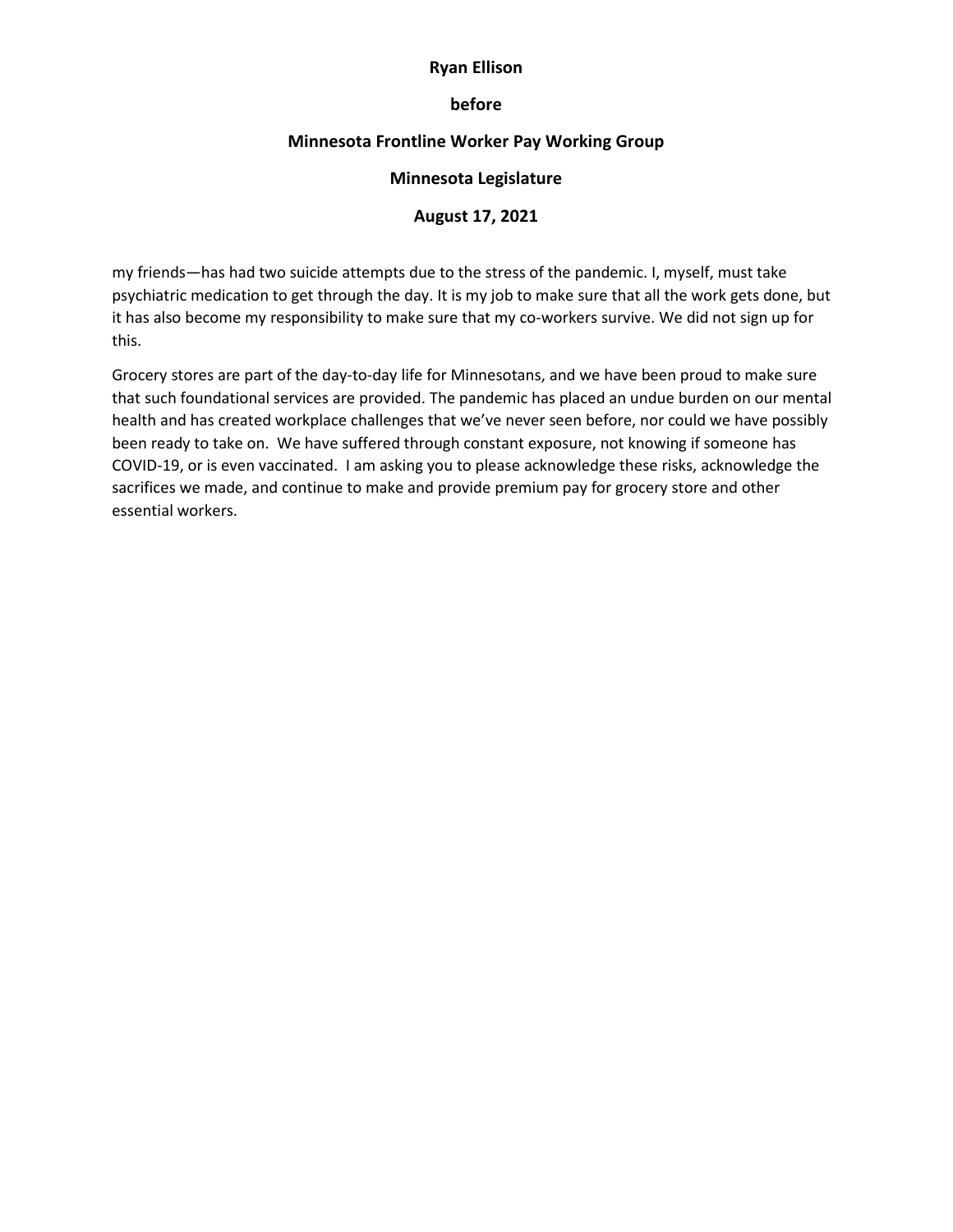my friends—has had two suicide attempts due to the stress of the pandemic. I, myself, must take psychiatric medication to get through the day. It is my job to make sure that all the work gets done, but it has also become my responsibility to make sure that my co-workers survive. We did not sign up for this.

Grocery stores are part of the day-to-day life for Minnesotans, and we have been proud to make sure that such foundational services are provided. The pandemic has placed an undue burden on our mental health and has created workplace challenges that we've never seen before, nor could we have possibly been ready to take on. We have suffered through constant exposure, not knowing if someone has COVID-19, or is even vaccinated. I am asking you to please acknowledge these risks, acknowledge the sacrifices we made, and continue to make and provide premium pay for grocery store and other essential workers.